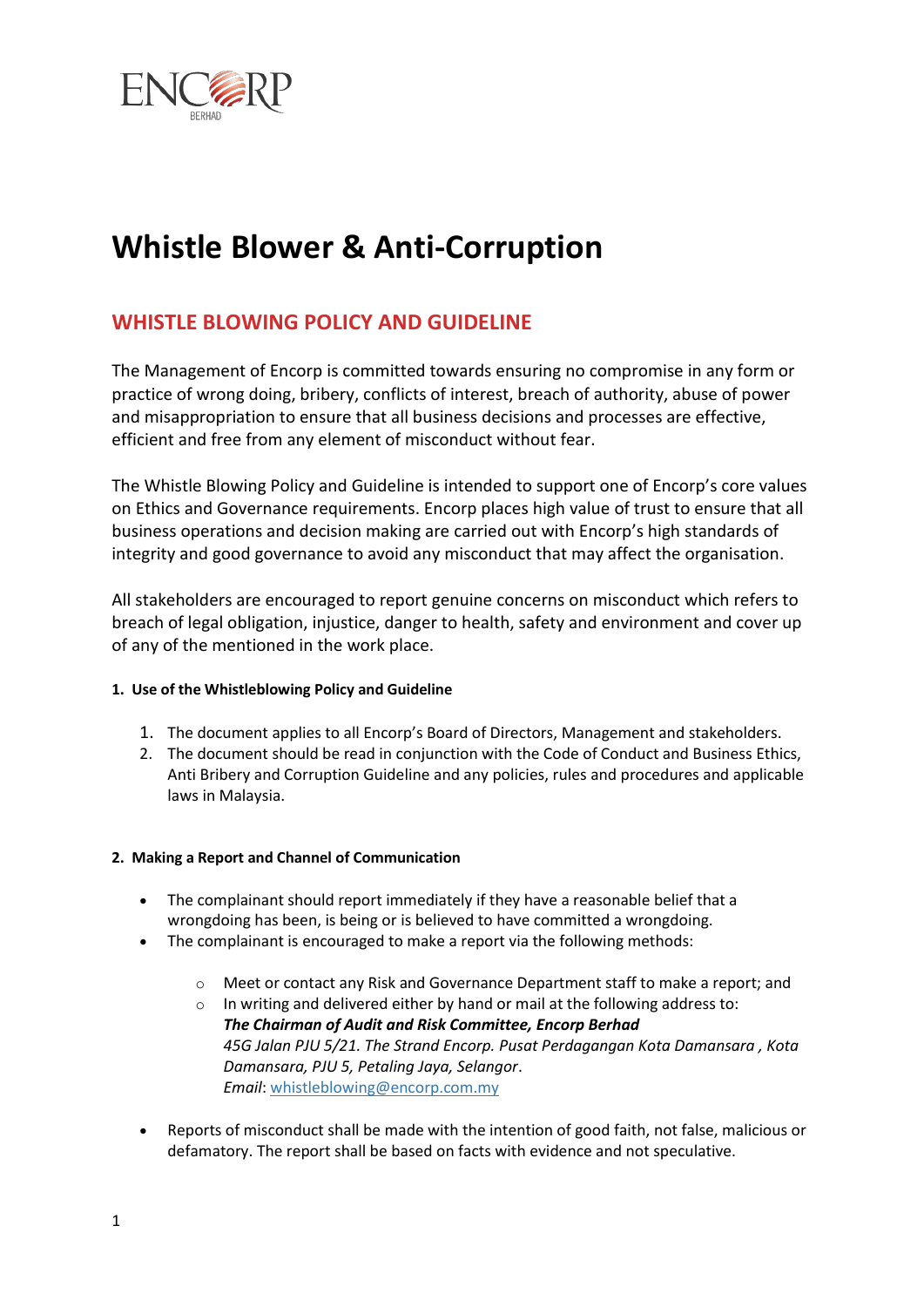# Whistle Blower & Anti-Corruption

## WHISTLE BLOWING POLICY AND GUIDELINE

The Management of Encorp is committed towards ensuring no compromise in any form or practice of wrong doing, bribery, conflicts of interest, breach of authority, abuse of power and misappropriation to ensure that all business decisions and processes are effective, efficient and free from any element of misconduct without fear.

The Whistle Blowing Policy and Guideline is intended to support one of Encorp's core values on Ethics and Governance requirements. Encorp places high value of trust to ensure that all business operations and decision making are carried out with Encorp's high standards of integrity and good governance to avoid any misconduct that may affect the organisation.

All stakeholders are encouraged to report genuine concerns on misconduct which refers to breach of legal obligation, injustice, danger to health, safety and environment and cover up of any of the mentioned in the work place.

**1. Use of the Whistleblowing Policy and Guideline**

1. The document applies to all Encorp's Board of Directors, Management and stakeholders.
2. The document should be read in conjunction with the Code of Conduct and Business Ethics, Anti Bribery and Corruption Guideline and any policies, rules and procedures and applicable laws in Malaysia.

**2. Making a Report and Channel of Communication**

- The complainant should report immediately if they have a reasonable belief that a wrongdoing has been, is being or is believed to have committed a wrongdoing.
- The complainant is encouraged to make a report via the following methods:
  - Meet or contact any Risk and Governance Department staff to make a report; and
  - In writing and delivered either by hand or mail at the following address to:
    ***The Chairman of Audit and Risk Committee, Encorp Berhad***
    *45G Jalan PJU 5/21. The Strand Encorp. Pusat Perdagangan Kota Damansara , Kota Damansara, PJU 5, Petaling Jaya, Selangor*.
    *Email*: whistleblowing@encorp.com.my
- Reports of misconduct shall be made with the intention of good faith, not false, malicious or defamatory. The report shall be based on facts with evidence and not speculative.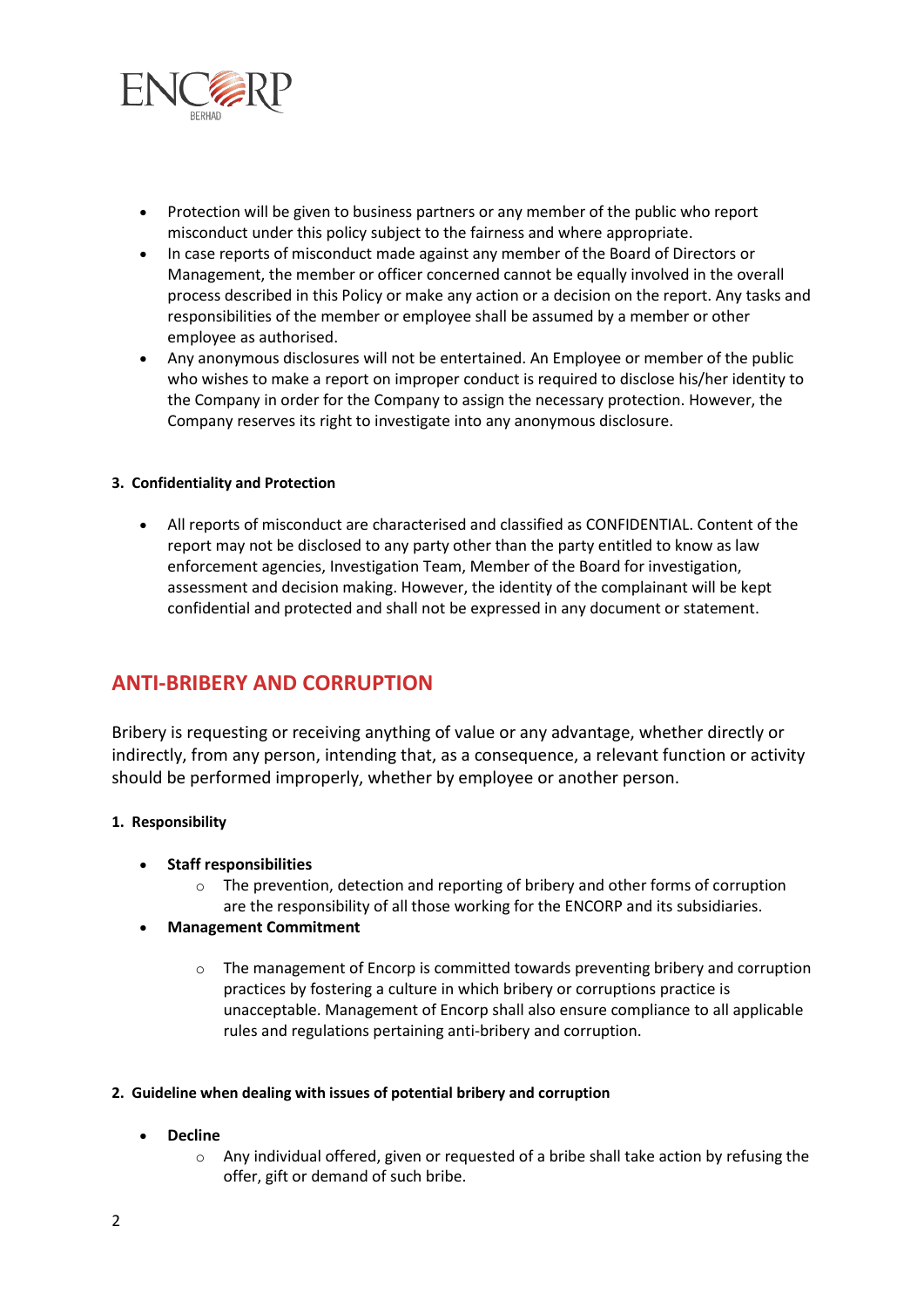- Protection will be given to business partners or any member of the public who report misconduct under this policy subject to the fairness and where appropriate.
- In case reports of misconduct made against any member of the Board of Directors or Management, the member or officer concerned cannot be equally involved in the overall process described in this Policy or make any action or a decision on the report. Any tasks and responsibilities of the member or employee shall be assumed by a member or other employee as authorised.
- Any anonymous disclosures will not be entertained. An Employee or member of the public who wishes to make a report on improper conduct is required to disclose his/her identity to the Company in order for the Company to assign the necessary protection. However, the Company reserves its right to investigate into any anonymous disclosure.

**3. Confidentiality and Protection**

- All reports of misconduct are characterised and classified as CONFIDENTIAL. Content of the report may not be disclosed to any party other than the party entitled to know as law enforcement agencies, Investigation Team, Member of the Board for investigation, assessment and decision making. However, the identity of the complainant will be kept confidential and protected and shall not be expressed in any document or statement.

## ANTI-BRIBERY AND CORRUPTION

Bribery is requesting or receiving anything of value or any advantage, whether directly or indirectly, from any person, intending that, as a consequence, a relevant function or activity should be performed improperly, whether by employee or another person.

**1. Responsibility**

- **Staff responsibilities**
  - The prevention, detection and reporting of bribery and other forms of corruption are the responsibility of all those working for the ENCORP and its subsidiaries.
- **Management Commitment**
  - The management of Encorp is committed towards preventing bribery and corruption practices by fostering a culture in which bribery or corruptions practice is unacceptable. Management of Encorp shall also ensure compliance to all applicable rules and regulations pertaining anti-bribery and corruption.

**2. Guideline when dealing with issues of potential bribery and corruption**

- **Decline**
  - Any individual offered, given or requested of a bribe shall take action by refusing the offer, gift or demand of such bribe.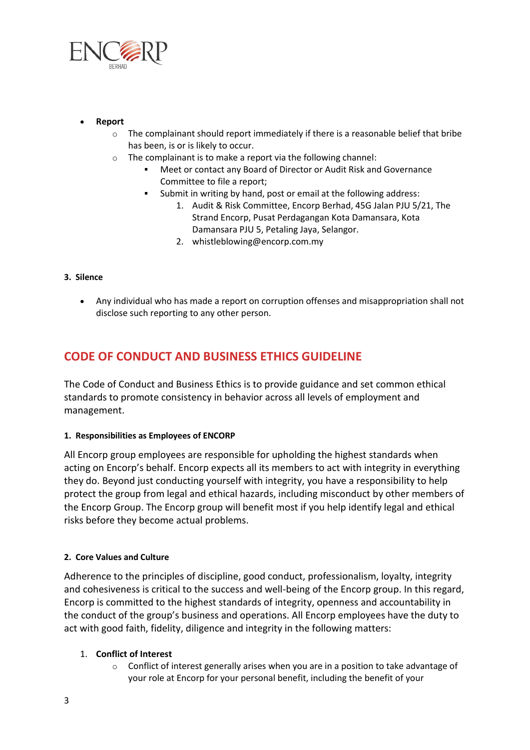- **Report**
  - The complainant should report immediately if there is a reasonable belief that bribe has been, is or is likely to occur.
  - The complainant is to make a report via the following channel:
    - Meet or contact any Board of Director or Audit Risk and Governance Committee to file a report;
    - Submit in writing by hand, post or email at the following address:
      1. Audit & Risk Committee, Encorp Berhad, 45G Jalan PJU 5/21, The Strand Encorp, Pusat Perdagangan Kota Damansara, Kota Damansara PJU 5, Petaling Jaya, Selangor.
      2. whistleblowing@encorp.com.my

#### 3. Silence

- Any individual who has made a report on corruption offenses and misappropriation shall not disclose such reporting to any other person.

## CODE OF CONDUCT AND BUSINESS ETHICS GUIDELINE

The Code of Conduct and Business Ethics is to provide guidance and set common ethical standards to promote consistency in behavior across all levels of employment and management.

#### 1. Responsibilities as Employees of ENCORP

All Encorp group employees are responsible for upholding the highest standards when acting on Encorp's behalf. Encorp expects all its members to act with integrity in everything they do. Beyond just conducting yourself with integrity, you have a responsibility to help protect the group from legal and ethical hazards, including misconduct by other members of the Encorp Group. The Encorp group will benefit most if you help identify legal and ethical risks before they become actual problems.

#### 2. Core Values and Culture

Adherence to the principles of discipline, good conduct, professionalism, loyalty, integrity and cohesiveness is critical to the success and well-being of the Encorp group. In this regard, Encorp is committed to the highest standards of integrity, openness and accountability in the conduct of the group's business and operations. All Encorp employees have the duty to act with good faith, fidelity, diligence and integrity in the following matters:

1. **Conflict of Interest**
   - Conflict of interest generally arises when you are in a position to take advantage of your role at Encorp for your personal benefit, including the benefit of your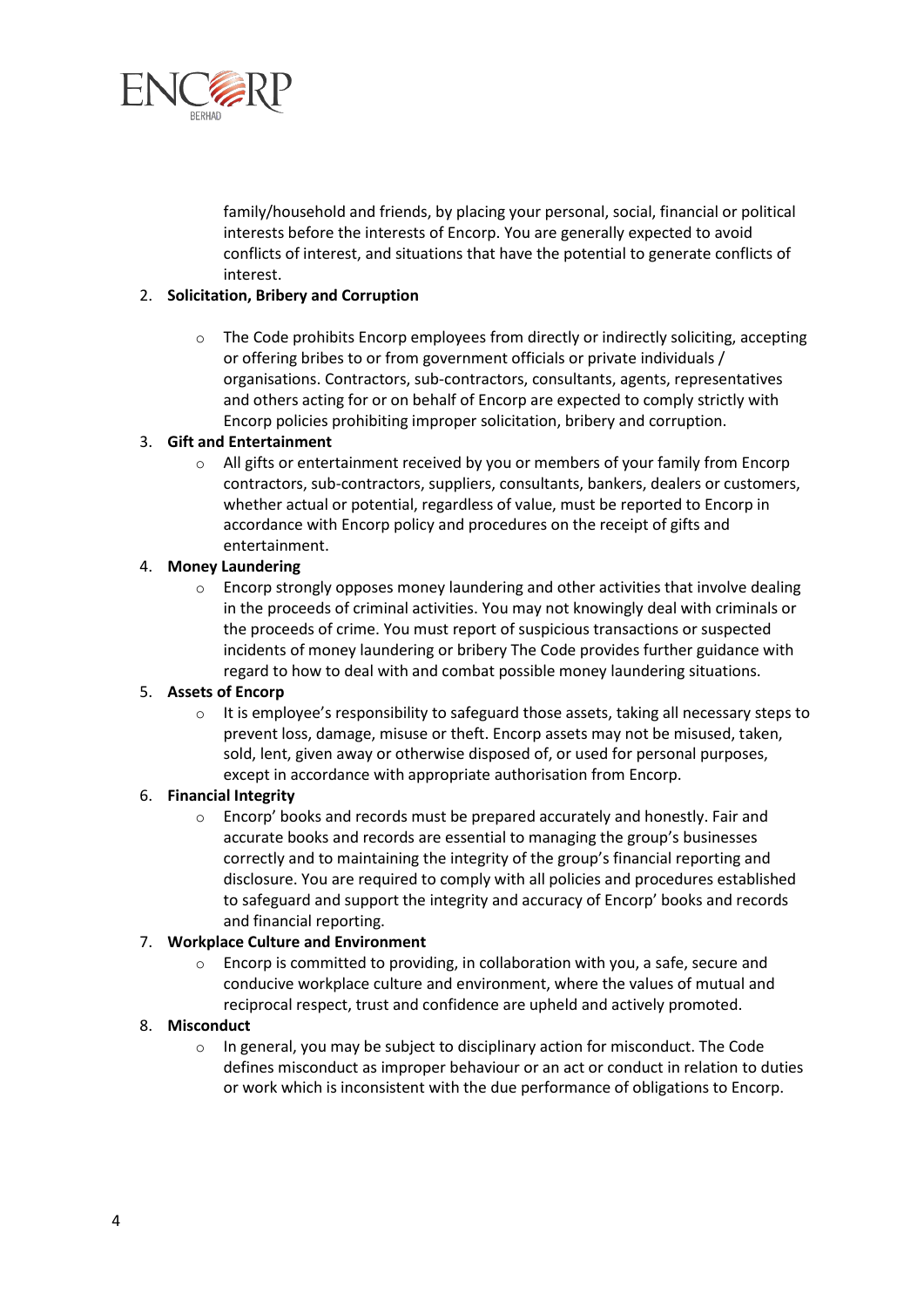family/household and friends, by placing your personal, social, financial or political interests before the interests of Encorp. You are generally expected to avoid conflicts of interest, and situations that have the potential to generate conflicts of interest.

2. **Solicitation, Bribery and Corruption**
   - The Code prohibits Encorp employees from directly or indirectly soliciting, accepting or offering bribes to or from government officials or private individuals / organisations. Contractors, sub-contractors, consultants, agents, representatives and others acting for or on behalf of Encorp are expected to comply strictly with Encorp policies prohibiting improper solicitation, bribery and corruption.
3. **Gift and Entertainment**
   - All gifts or entertainment received by you or members of your family from Encorp contractors, sub-contractors, suppliers, consultants, bankers, dealers or customers, whether actual or potential, regardless of value, must be reported to Encorp in accordance with Encorp policy and procedures on the receipt of gifts and entertainment.
4. **Money Laundering**
   - Encorp strongly opposes money laundering and other activities that involve dealing in the proceeds of criminal activities. You may not knowingly deal with criminals or the proceeds of crime. You must report of suspicious transactions or suspected incidents of money laundering or bribery The Code provides further guidance with regard to how to deal with and combat possible money laundering situations.
5. **Assets of Encorp**
   - It is employee's responsibility to safeguard those assets, taking all necessary steps to prevent loss, damage, misuse or theft. Encorp assets may not be misused, taken, sold, lent, given away or otherwise disposed of, or used for personal purposes, except in accordance with appropriate authorisation from Encorp.
6. **Financial Integrity**
   - Encorp' books and records must be prepared accurately and honestly. Fair and accurate books and records are essential to managing the group's businesses correctly and to maintaining the integrity of the group's financial reporting and disclosure. You are required to comply with all policies and procedures established to safeguard and support the integrity and accuracy of Encorp' books and records and financial reporting.
7. **Workplace Culture and Environment**
   - Encorp is committed to providing, in collaboration with you, a safe, secure and conducive workplace culture and environment, where the values of mutual and reciprocal respect, trust and confidence are upheld and actively promoted.
8. **Misconduct**
   - In general, you may be subject to disciplinary action for misconduct. The Code defines misconduct as improper behaviour or an act or conduct in relation to duties or work which is inconsistent with the due performance of obligations to Encorp.